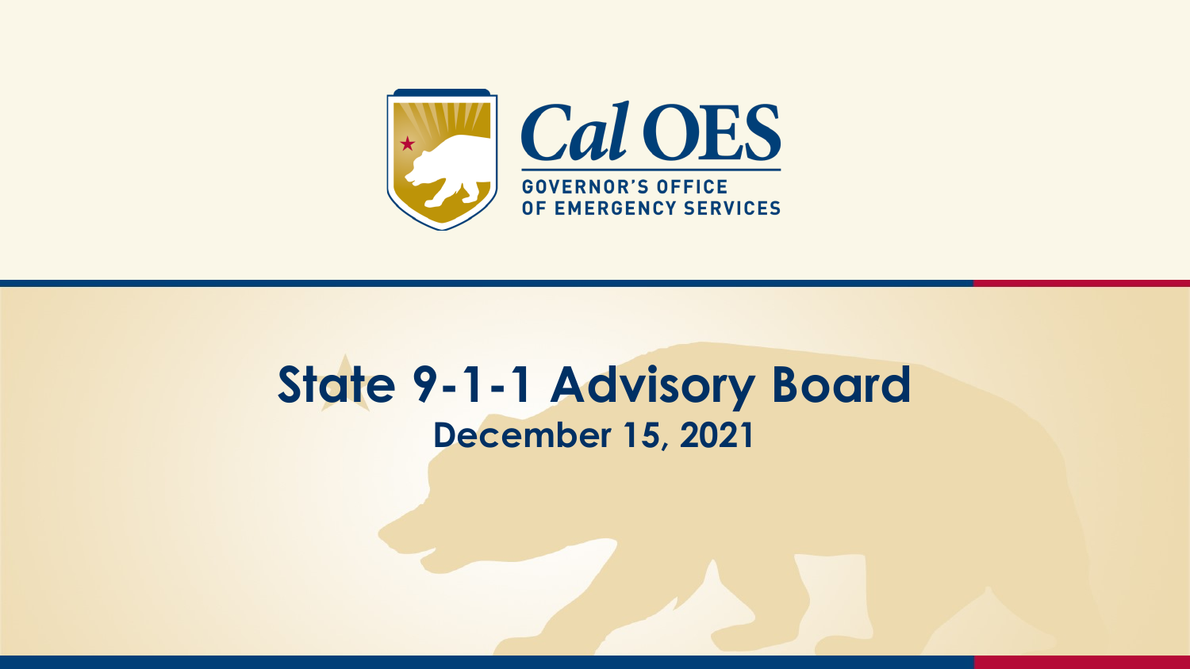Cal OES

GOVERNOR'S OFFICE OF EMERGENCY SERVICES

# State 9-1-1 Advisory Board

## December 15, 2021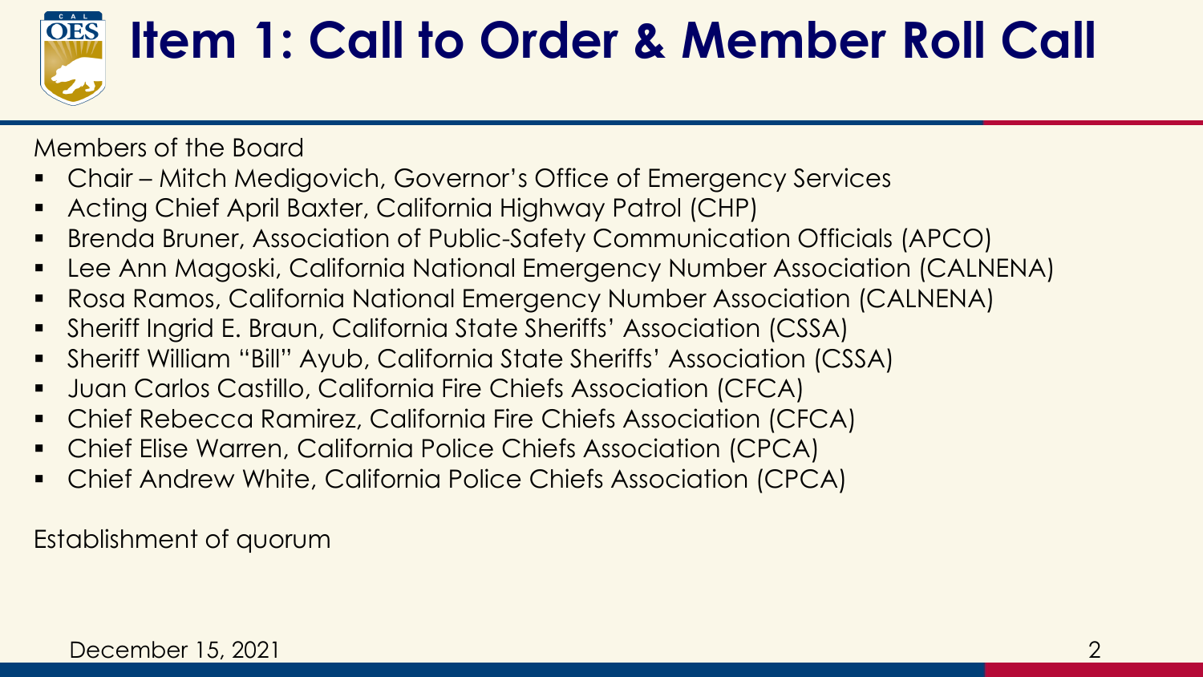# Item 1: Call to Order & Member Roll Call

Members of the Board

- Chair – Mitch Medigovich, Governor's Office of Emergency Services
- Acting Chief April Baxter, California Highway Patrol (CHP)
- Brenda Bruner, Association of Public-Safety Communication Officials (APCO)
- Lee Ann Magoski, California National Emergency Number Association (CALNENA)
- Rosa Ramos, California National Emergency Number Association (CALNENA)
- Sheriff Ingrid E. Braun, California State Sheriffs' Association (CSSA)
- Sheriff William "Bill" Ayub, California State Sheriffs' Association (CSSA)
- Juan Carlos Castillo, California Fire Chiefs Association (CFCA)
- Chief Rebecca Ramirez, California Fire Chiefs Association (CFCA)
- Chief Elise Warren, California Police Chiefs Association (CPCA)
- Chief Andrew White, California Police Chiefs Association (CPCA)

Establishment of quorum

December 15, 2021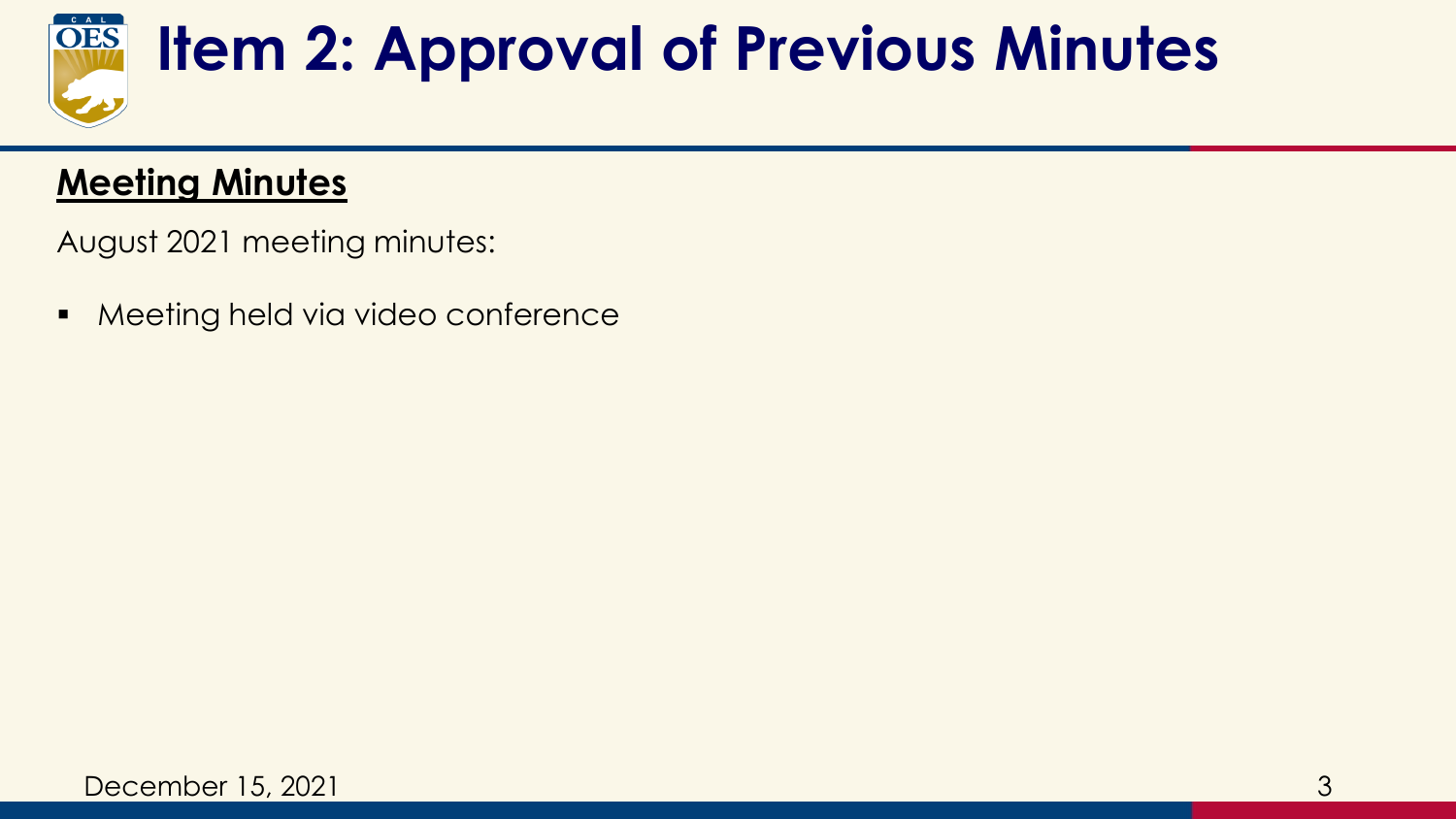# Item 2: Approval of Previous Minutes

**Meeting Minutes**

August 2021 meeting minutes:

- Meeting held via video conference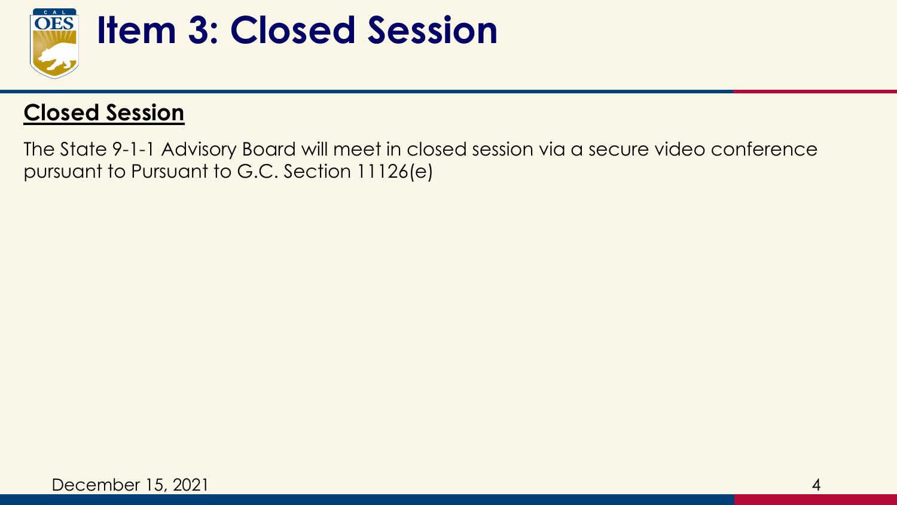# Item 3: Closed Session

## Closed Session

The State 9-1-1 Advisory Board will meet in closed session via a secure video conference pursuant to Pursuant to G.C. Section 11126(e)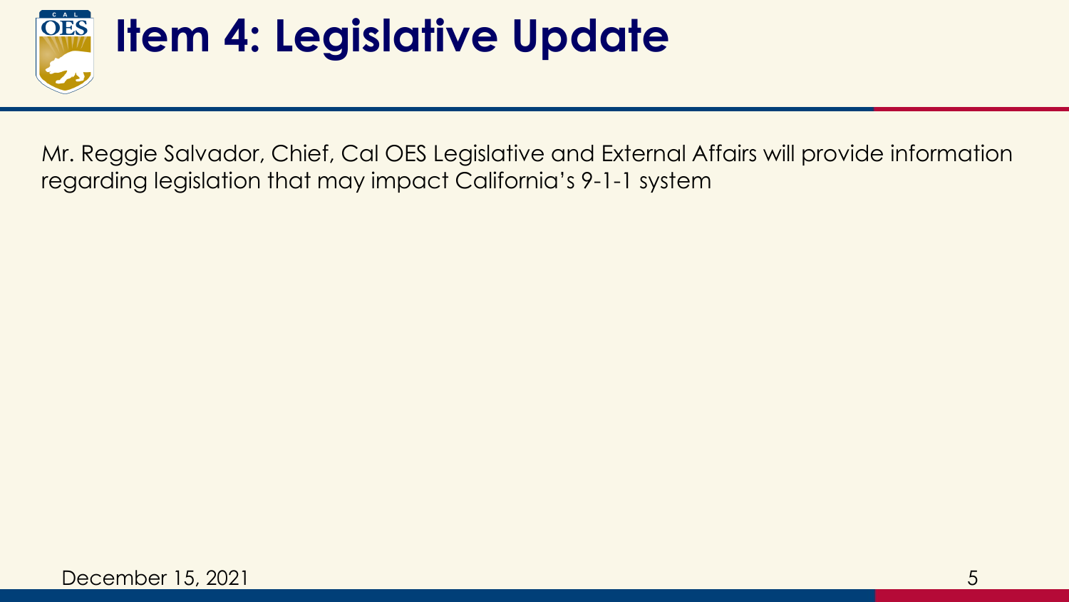# Item 4: Legislative Update

Mr. Reggie Salvador, Chief, Cal OES Legislative and External Affairs will provide information regarding legislation that may impact California's 9-1-1 system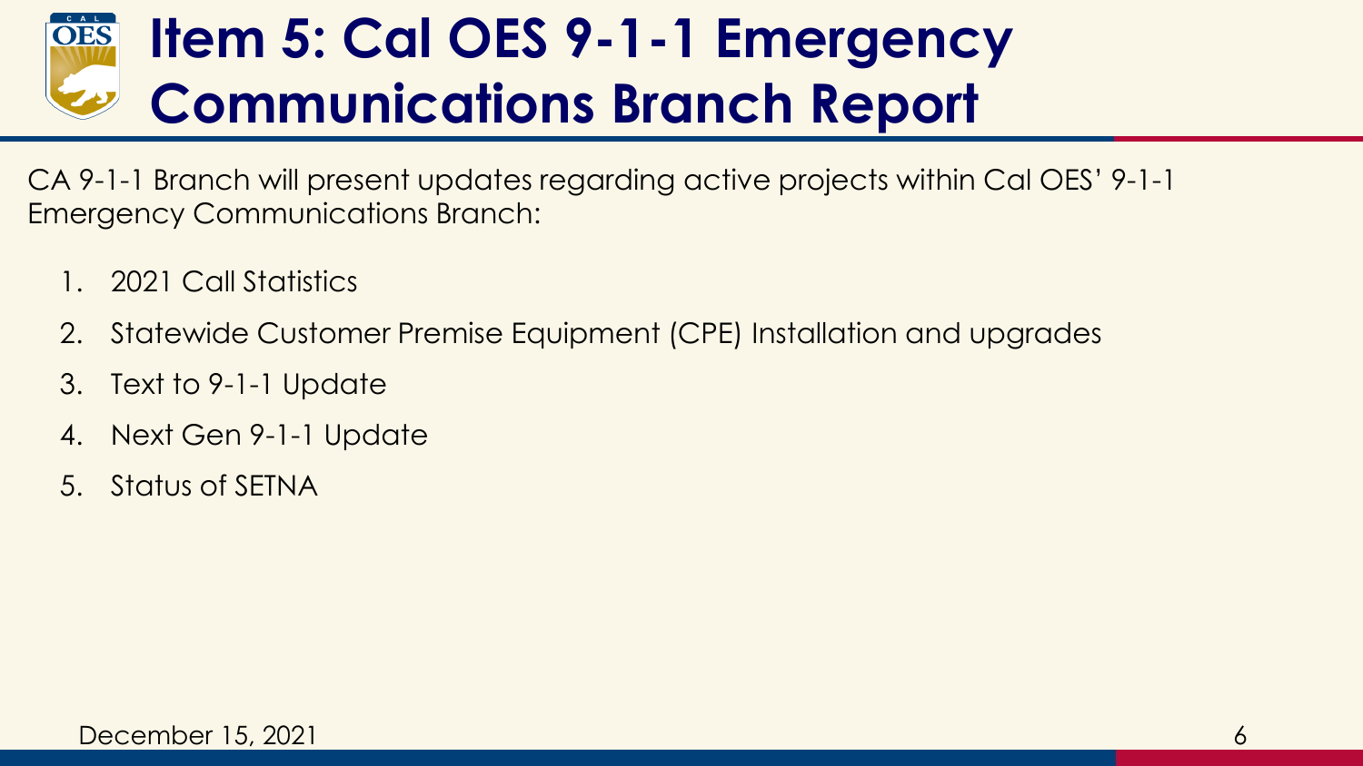# Item 5: Cal OES 9-1-1 Emergency Communications Branch Report

CA 9-1-1 Branch will present updates regarding active projects within Cal OES' 9-1-1 Emergency Communications Branch:

1. 2021 Call Statistics
2. Statewide Customer Premise Equipment (CPE) Installation and upgrades
3. Text to 9-1-1 Update
4. Next Gen 9-1-1 Update
5. Status of SETNA

December 15, 2021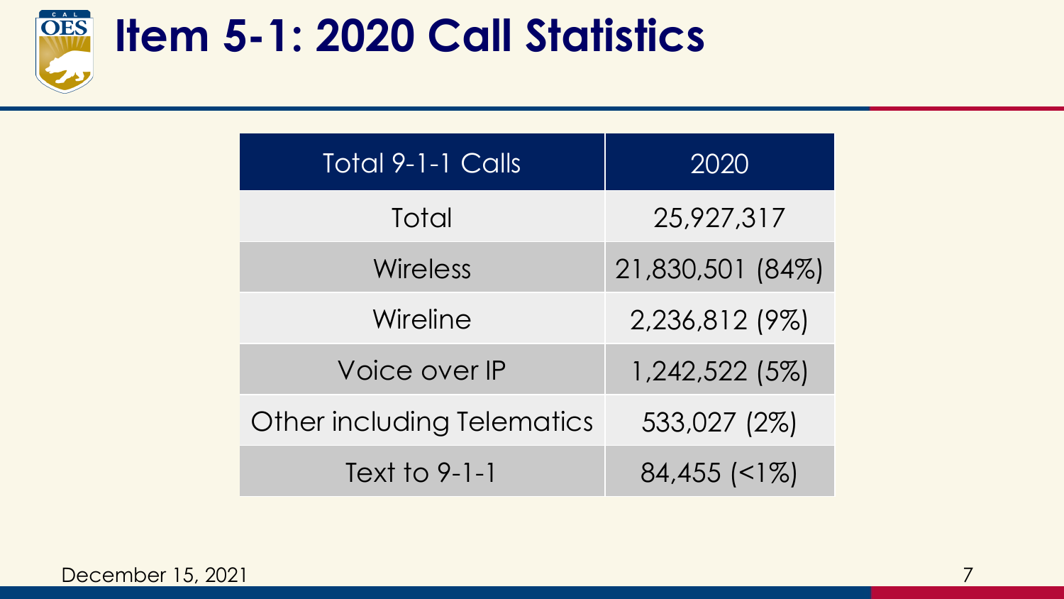# Item 5-1: 2020 Call Statistics

| Total 9-1-1 Calls | 2020 |
|---|---|
| Total | 25,927,317 |
| Wireless | 21,830,501 (84%) |
| Wireline | 2,236,812 (9%) |
| Voice over IP | 1,242,522 (5%) |
| Other including Telematics | 533,027 (2%) |
| Text to 9-1-1 | 84,455 (<1%) |

December 15, 2021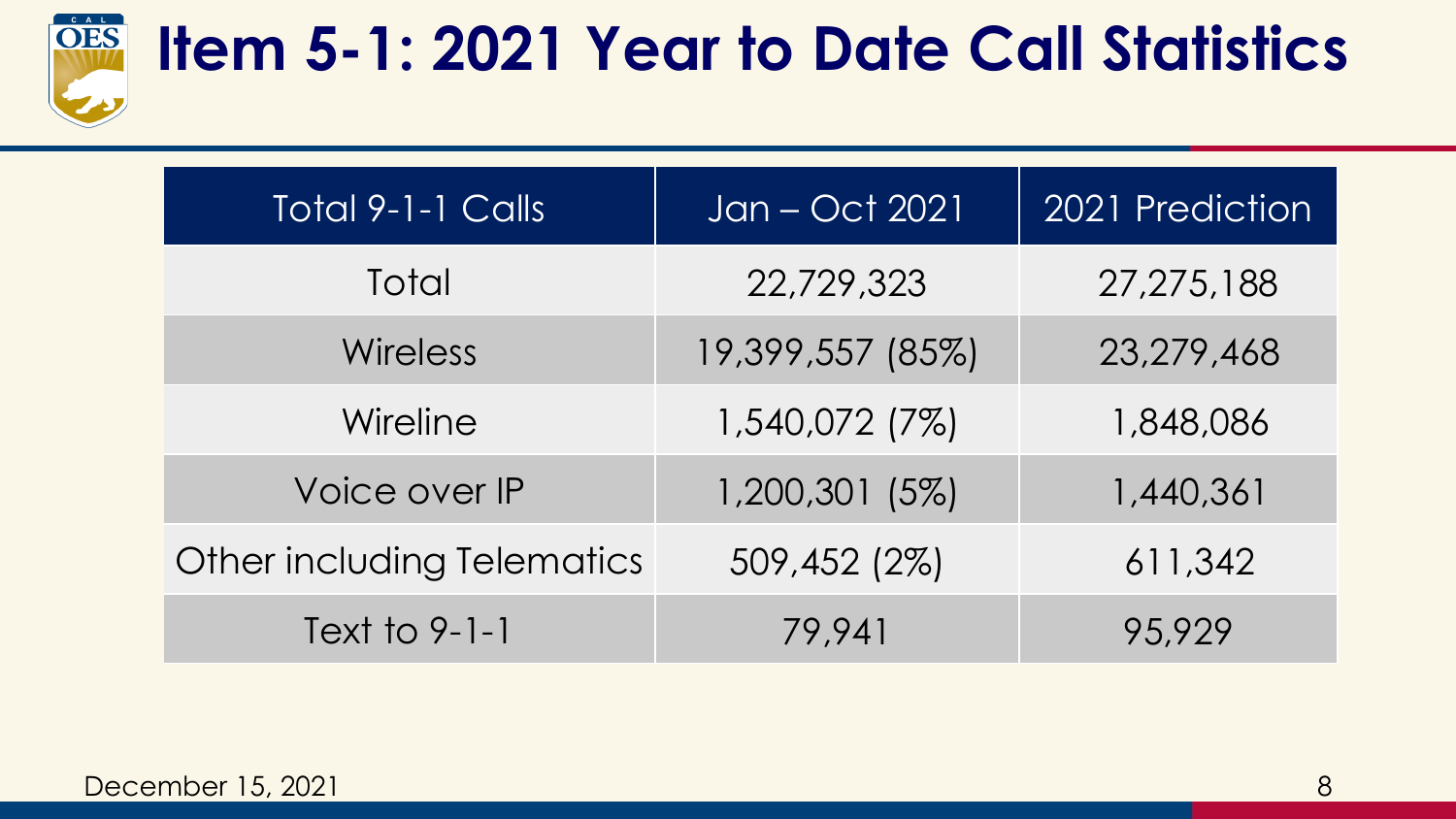# Item 5-1: 2021 Year to Date Call Statistics

| Total 9-1-1 Calls | Jan – Oct 2021 | 2021 Prediction |
| --- | --- | --- |
| Total | 22,729,323 | 27,275,188 |
| Wireless | 19,399,557 (85%) | 23,279,468 |
| Wireline | 1,540,072 (7%) | 1,848,086 |
| Voice over IP | 1,200,301 (5%) | 1,440,361 |
| Other including Telematics | 509,452 (2%) | 611,342 |
| Text to 9-1-1 | 79,941 | 95,929 |

December 15, 2021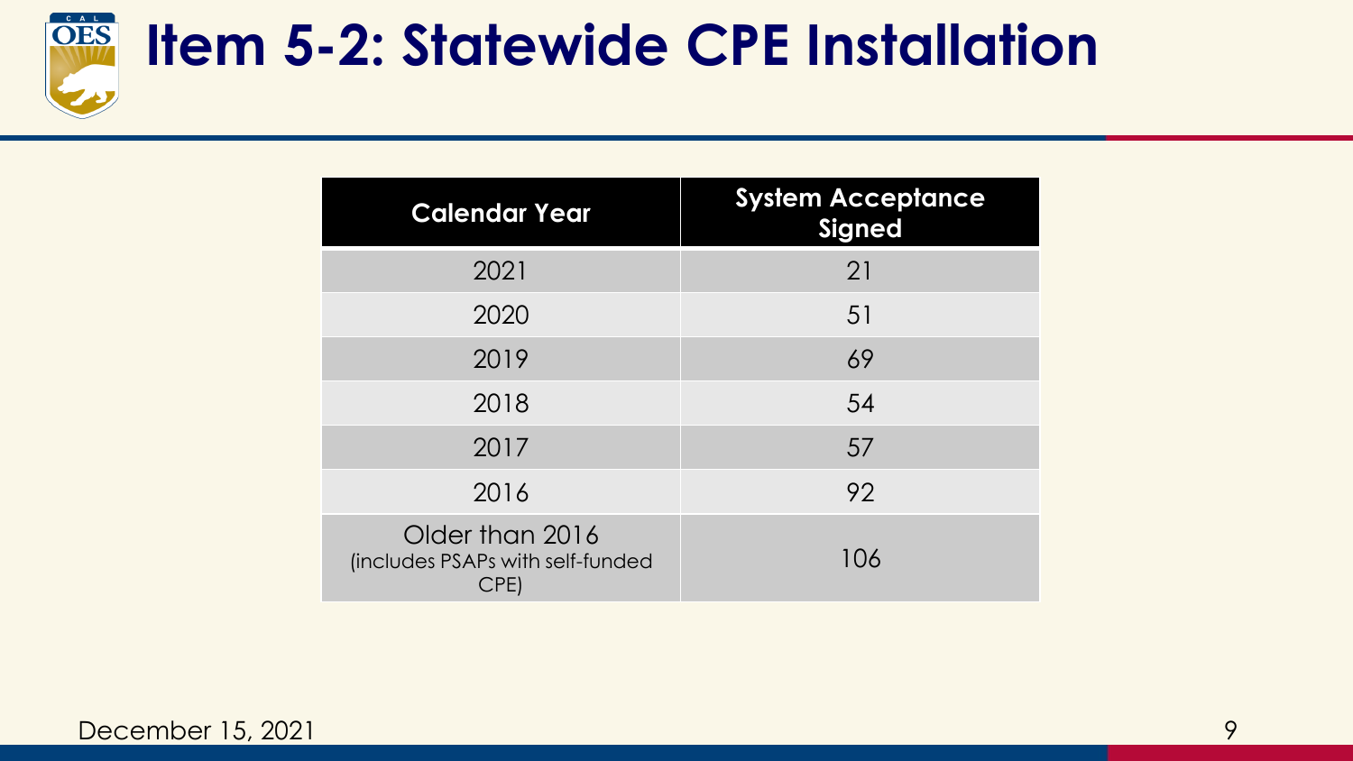# Item 5-2: Statewide CPE Installation

| Calendar Year | System Acceptance Signed |
| --- | --- |
| 2021 | 21 |
| 2020 | 51 |
| 2019 | 69 |
| 2018 | 54 |
| 2017 | 57 |
| 2016 | 92 |
| Older than 2016 (includes PSAPs with self-funded CPE) | 106 |

December 15, 2021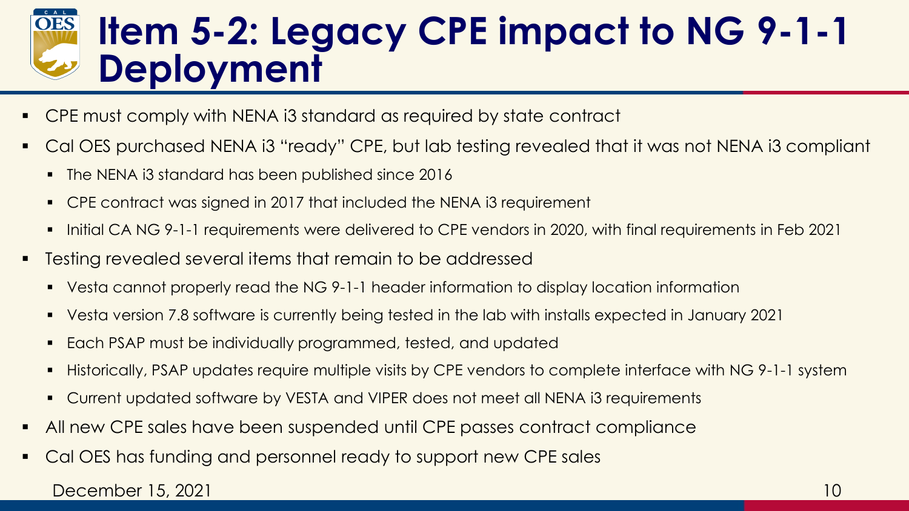# Item 5-2: Legacy CPE impact to NG 9-1-1 Deployment

- CPE must comply with NENA i3 standard as required by state contract
- Cal OES purchased NENA i3 "ready" CPE, but lab testing revealed that it was not NENA i3 compliant
  - The NENA i3 standard has been published since 2016
  - CPE contract was signed in 2017 that included the NENA i3 requirement
  - Initial CA NG 9-1-1 requirements were delivered to CPE vendors in 2020, with final requirements in Feb 2021
- Testing revealed several items that remain to be addressed
  - Vesta cannot properly read the NG 9-1-1 header information to display location information
  - Vesta version 7.8 software is currently being tested in the lab with installs expected in January 2021
  - Each PSAP must be individually programmed, tested, and updated
  - Historically, PSAP updates require multiple visits by CPE vendors to complete interface with NG 9-1-1 system
  - Current updated software by VESTA and VIPER does not meet all NENA i3 requirements
- All new CPE sales have been suspended until CPE passes contract compliance
- Cal OES has funding and personnel ready to support new CPE sales

December 15, 2021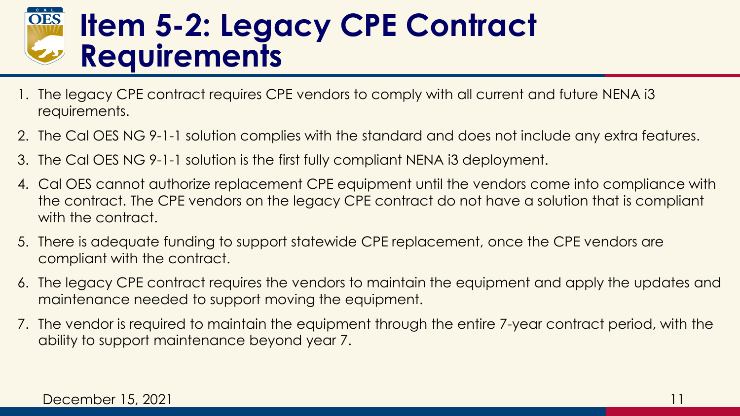# Item 5-2: Legacy CPE Contract Requirements

1. The legacy CPE contract requires CPE vendors to comply with all current and future NENA i3 requirements.
2. The Cal OES NG 9-1-1 solution complies with the standard and does not include any extra features.
3. The Cal OES NG 9-1-1 solution is the first fully compliant NENA i3 deployment.
4. Cal OES cannot authorize replacement CPE equipment until the vendors come into compliance with the contract. The CPE vendors on the legacy CPE contract do not have a solution that is compliant with the contract.
5. There is adequate funding to support statewide CPE replacement, once the CPE vendors are compliant with the contract.
6. The legacy CPE contract requires the vendors to maintain the equipment and apply the updates and maintenance needed to support moving the equipment.
7. The vendor is required to maintain the equipment through the entire 7-year contract period, with the ability to support maintenance beyond year 7.

December 15, 2021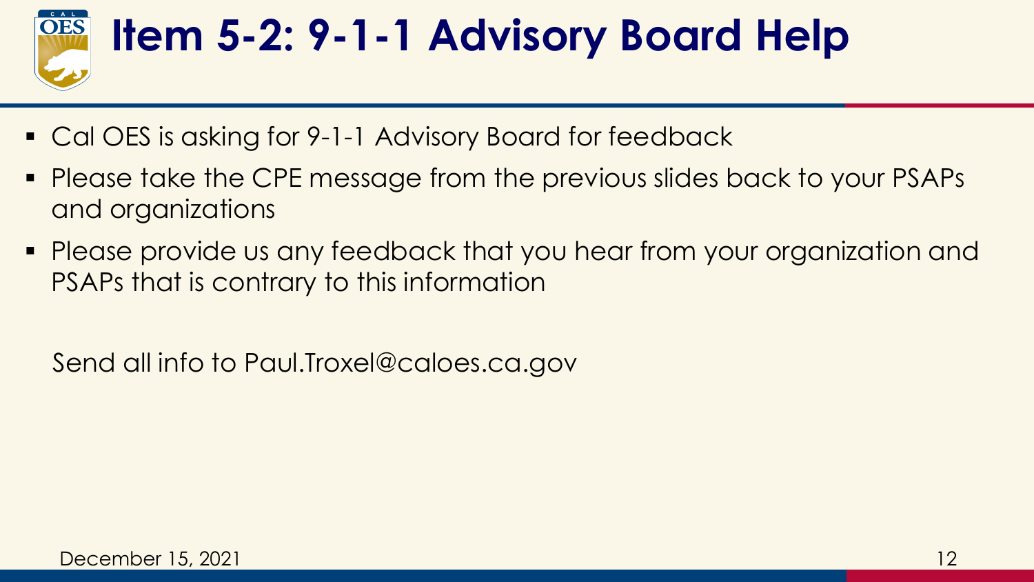# Item 5-2: 9-1-1 Advisory Board Help

- Cal OES is asking for 9-1-1 Advisory Board for feedback
- Please take the CPE message from the previous slides back to your PSAPs and organizations
- Please provide us any feedback that you hear from your organization and PSAPs that is contrary to this information

Send all info to Paul.Troxel@caloes.ca.gov

December 15, 2021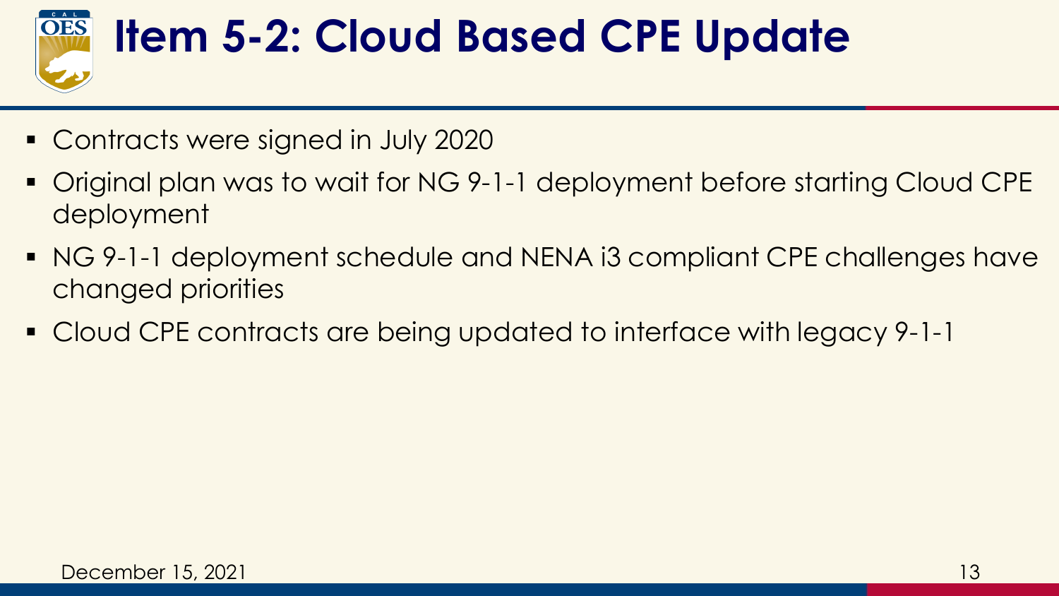# Item 5-2: Cloud Based CPE Update

- Contracts were signed in July 2020
- Original plan was to wait for NG 9-1-1 deployment before starting Cloud CPE deployment
- NG 9-1-1 deployment schedule and NENA i3 compliant CPE challenges have changed priorities
- Cloud CPE contracts are being updated to interface with legacy 9-1-1

December 15, 2021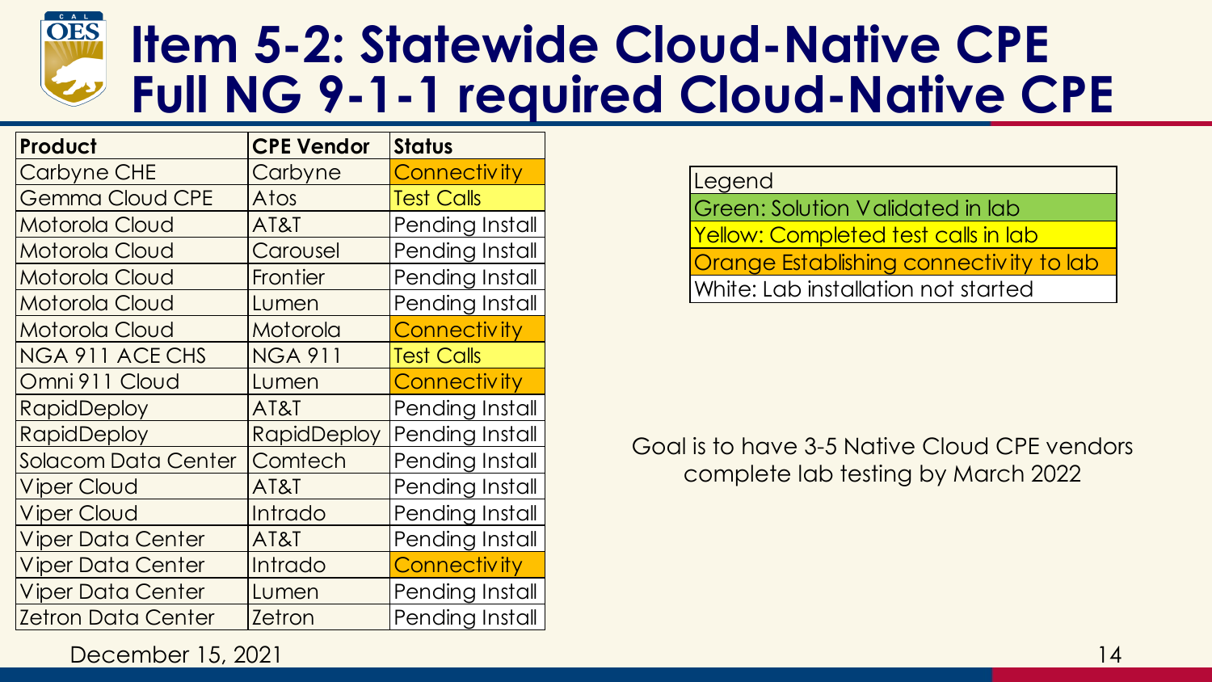# Item 5-2: Statewide Cloud-Native CPE Full NG 9-1-1 required Cloud-Native CPE

| Product | CPE Vendor | Status |
| --- | --- | --- |
| Carbyne CHE | Carbyne | Connectivity |
| Gemma Cloud CPE | Atos | Test Calls |
| Motorola Cloud | AT&T | Pending Install |
| Motorola Cloud | Carousel | Pending Install |
| Motorola Cloud | Frontier | Pending Install |
| Motorola Cloud | Lumen | Pending Install |
| Motorola Cloud | Motorola | Connectivity |
| NGA 911 ACE CHS | NGA 911 | Test Calls |
| Omni 911 Cloud | Lumen | Connectivity |
| RapidDeploy | AT&T | Pending Install |
| RapidDeploy | RapidDeploy | Pending Install |
| Solacom Data Center | Comtech | Pending Install |
| Viper Cloud | AT&T | Pending Install |
| Viper Cloud | Intrado | Pending Install |
| Viper Data Center | AT&T | Pending Install |
| Viper Data Center | Intrado | Connectivity |
| Viper Data Center | Lumen | Pending Install |
| Zetron Data Center | Zetron | Pending Install |

| Legend |
| --- |
| Green: Solution Validated in lab |
| Yellow: Completed test calls in lab |
| Orange Establishing connectivity to lab |
| White: Lab installation not started |

Goal is to have 3-5 Native Cloud CPE vendors complete lab testing by March 2022

December 15, 2021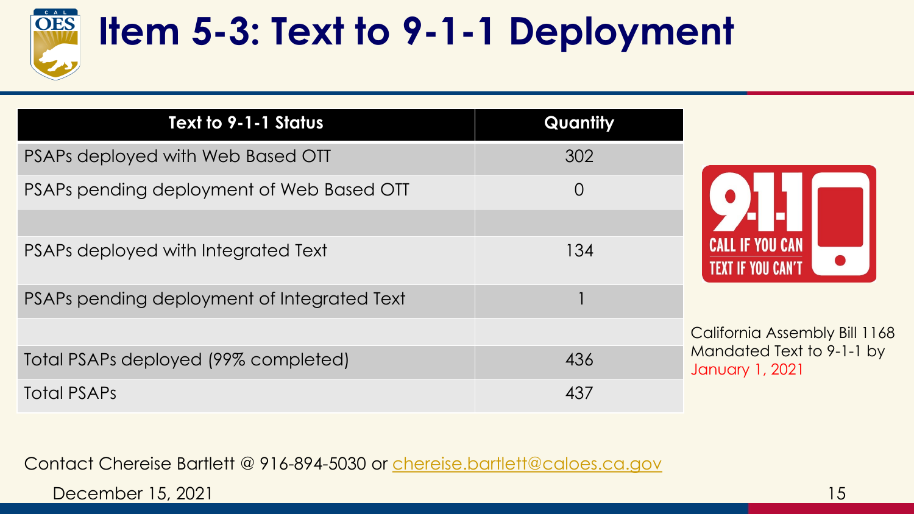# Item 5-3: Text to 9-1-1 Deployment

| Text to 9-1-1 Status | Quantity |
|---|---|
| PSAPs deployed with Web Based OTT | 302 |
| PSAPs pending deployment of Web Based OTT | 0 |
| | |
| PSAPs deployed with Integrated Text | 134 |
| PSAPs pending deployment of Integrated Text | 1 |
| | |
| Total PSAPs deployed (99% completed) | 436 |
| Total PSAPs | 437 |

9-1-1 CALL IF YOU CAN TEXT IF YOU CAN'T

California Assembly Bill 1168 Mandated Text to 9-1-1 by January 1, 2021

Contact Chereise Bartlett @ 916-894-5030 or chereise.bartlett@caloes.ca.gov

December 15, 2021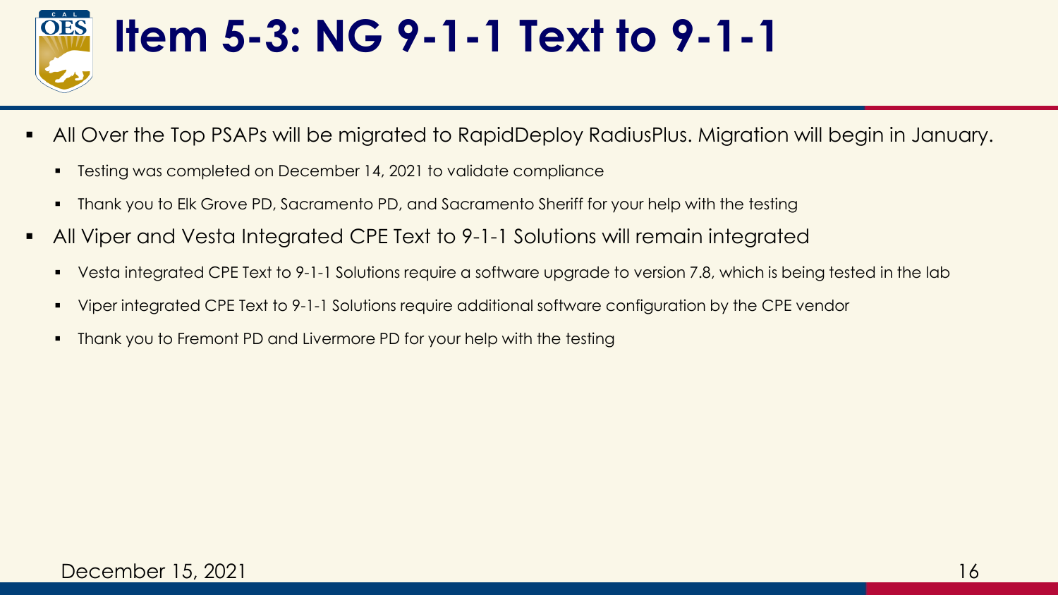# Item 5-3: NG 9-1-1 Text to 9-1-1

- All Over the Top PSAPs will be migrated to RapidDeploy RadiusPlus. Migration will begin in January.
  - Testing was completed on December 14, 2021 to validate compliance
  - Thank you to Elk Grove PD, Sacramento PD, and Sacramento Sheriff for your help with the testing
- All Viper and Vesta Integrated CPE Text to 9-1-1 Solutions will remain integrated
  - Vesta integrated CPE Text to 9-1-1 Solutions require a software upgrade to version 7.8, which is being tested in the lab
  - Viper integrated CPE Text to 9-1-1 Solutions require additional software configuration by the CPE vendor
  - Thank you to Fremont PD and Livermore PD for your help with the testing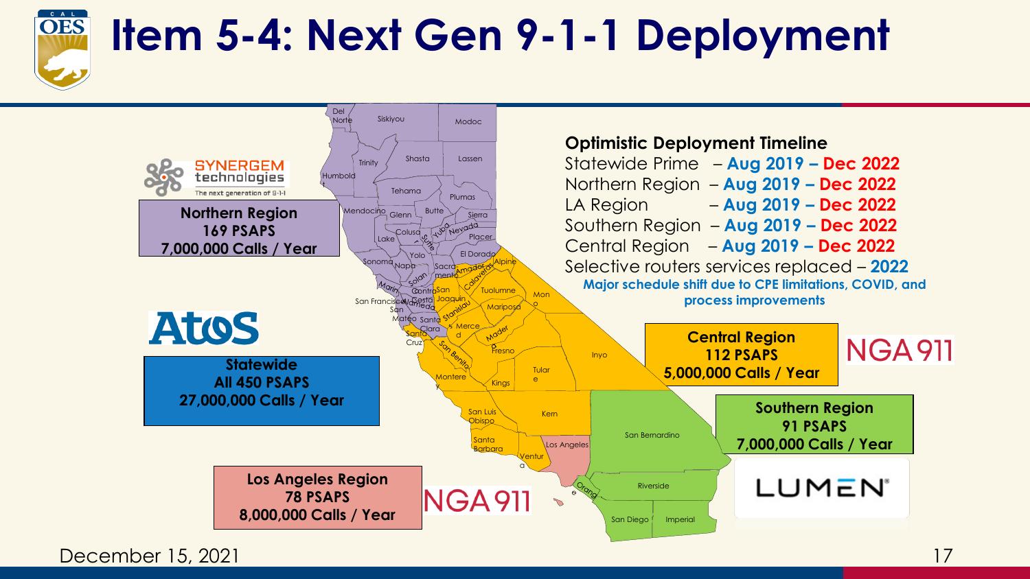# Item 5-4: Next Gen 9-1-1 Deployment

**Optimistic Deployment Timeline**

Statewide Prime – **Aug 2019 – Dec 2022**
Northern Region – **Aug 2019 – Dec 2022**
LA Region – **Aug 2019 – Dec 2022**
Southern Region – **Aug 2019 – Dec 2022**
Central Region – **Aug 2019 – Dec 2022**
Selective routers services replaced – **2022**

**Major schedule shift due to CPE limitations, COVID, and process improvements**

SYNERGEM technologies — The next generation of 9-1-1

**Northern Region**
**169 PSAPS**
**7,000,000 Calls / Year**

Atos

**Statewide**
**All 450 PSAPS**
**27,000,000 Calls / Year**

NGA911

**Los Angeles Region**
**78 PSAPS**
**8,000,000 Calls / Year**

NGA911

**Central Region**
**112 PSAPS**
**5,000,000 Calls / Year**

LUMEN

**Southern Region**
**91 PSAPS**
**7,000,000 Calls / Year**

December 15, 2021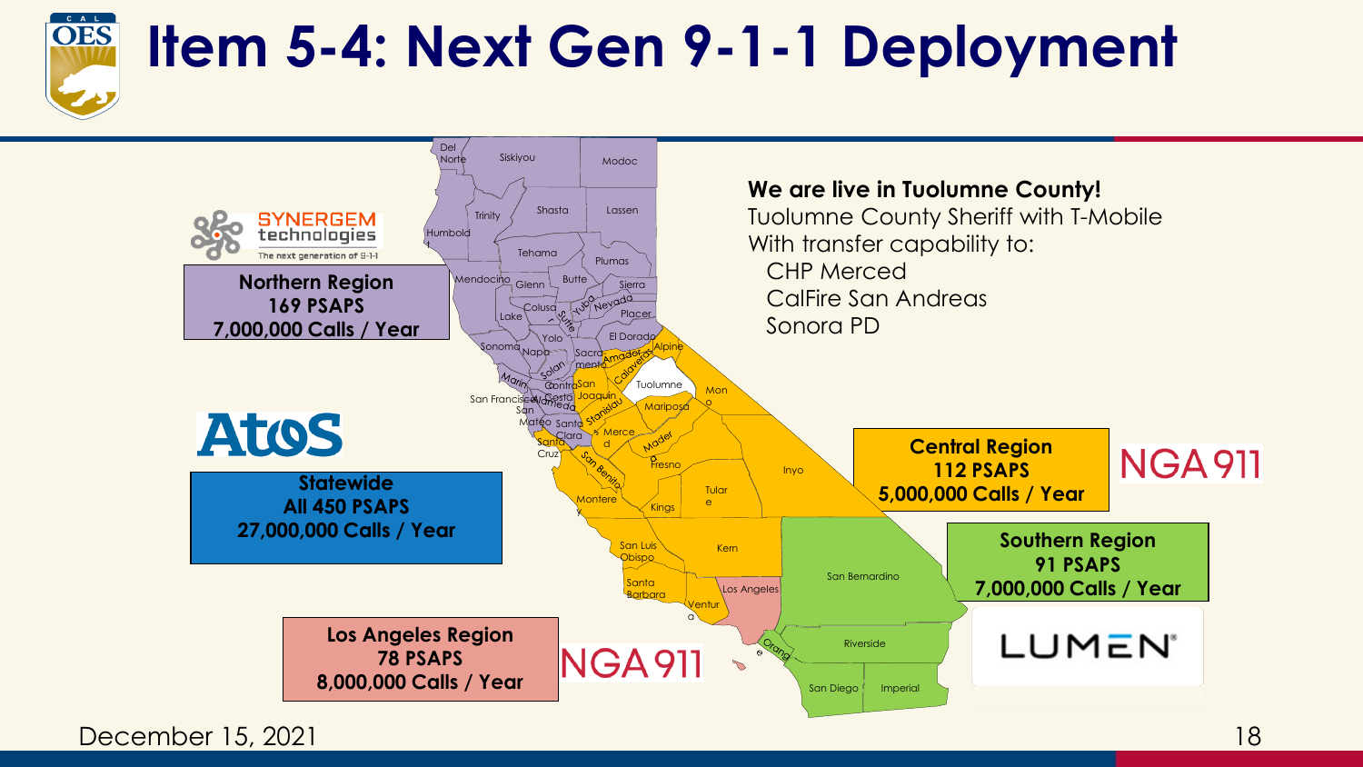# Item 5-4: Next Gen 9-1-1 Deployment

**We are live in Tuolumne County!**

Tuolumne County Sheriff with T-Mobile
With transfer capability to:

- CHP Merced
- CalFire San Andreas
- Sonora PD

SYNERGEM technologies — The next generation of 9-1-1

**Northern Region**
**169 PSAPS**
**7,000,000 Calls / Year**

Atos

**Statewide**
**All 450 PSAPS**
**27,000,000 Calls / Year**

NGA 911

**Central Region**
**112 PSAPS**
**5,000,000 Calls / Year**

LUMEN

**Southern Region**
**91 PSAPS**
**7,000,000 Calls / Year**

NGA 911

**Los Angeles Region**
**78 PSAPS**
**8,000,000 Calls / Year**

December 15, 2021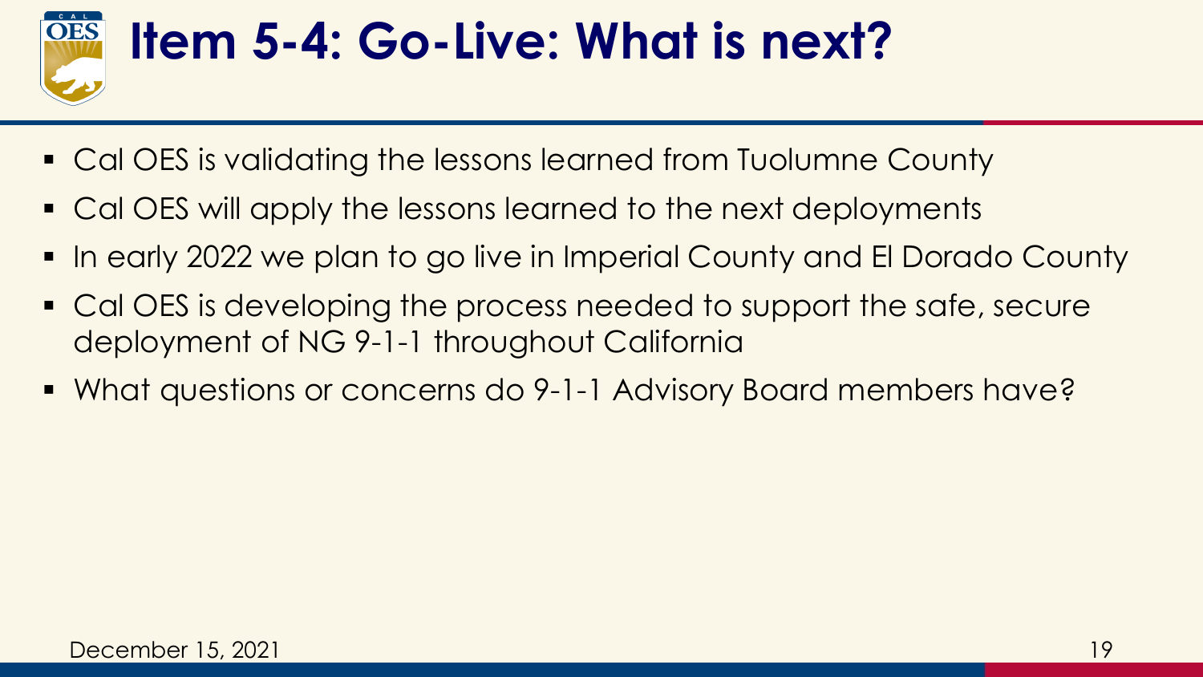# Item 5-4: Go-Live: What is next?

- Cal OES is validating the lessons learned from Tuolumne County
- Cal OES will apply the lessons learned to the next deployments
- In early 2022 we plan to go live in Imperial County and El Dorado County
- Cal OES is developing the process needed to support the safe, secure deployment of NG 9-1-1 throughout California
- What questions or concerns do 9-1-1 Advisory Board members have?

December 15, 2021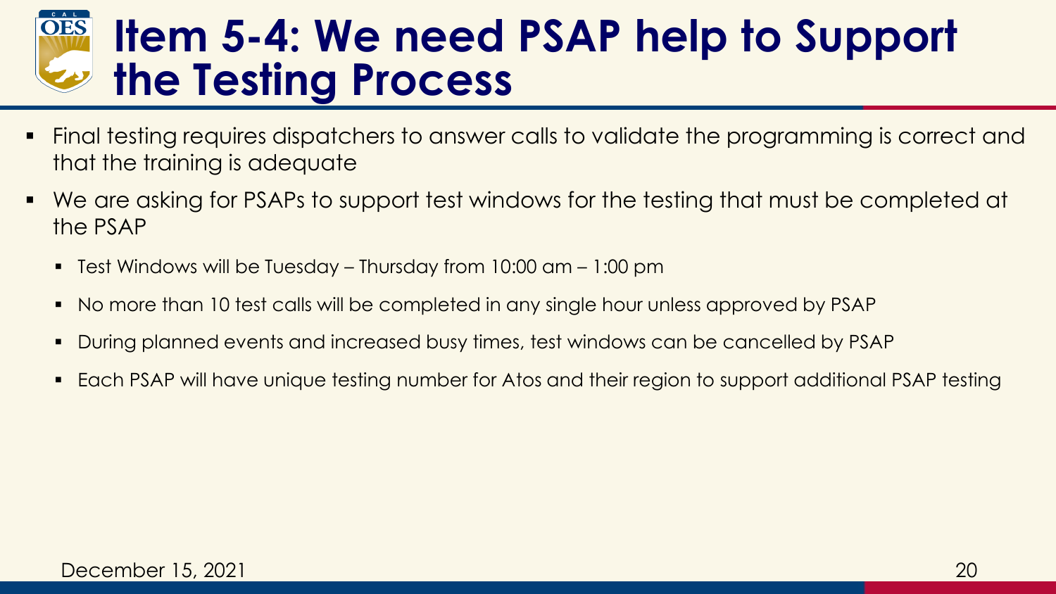# Item 5-4: We need PSAP help to Support the Testing Process

- Final testing requires dispatchers to answer calls to validate the programming is correct and that the training is adequate
- We are asking for PSAPs to support test windows for the testing that must be completed at the PSAP
  - Test Windows will be Tuesday – Thursday from 10:00 am – 1:00 pm
  - No more than 10 test calls will be completed in any single hour unless approved by PSAP
  - During planned events and increased busy times, test windows can be cancelled by PSAP
  - Each PSAP will have unique testing number for Atos and their region to support additional PSAP testing

December 15, 2021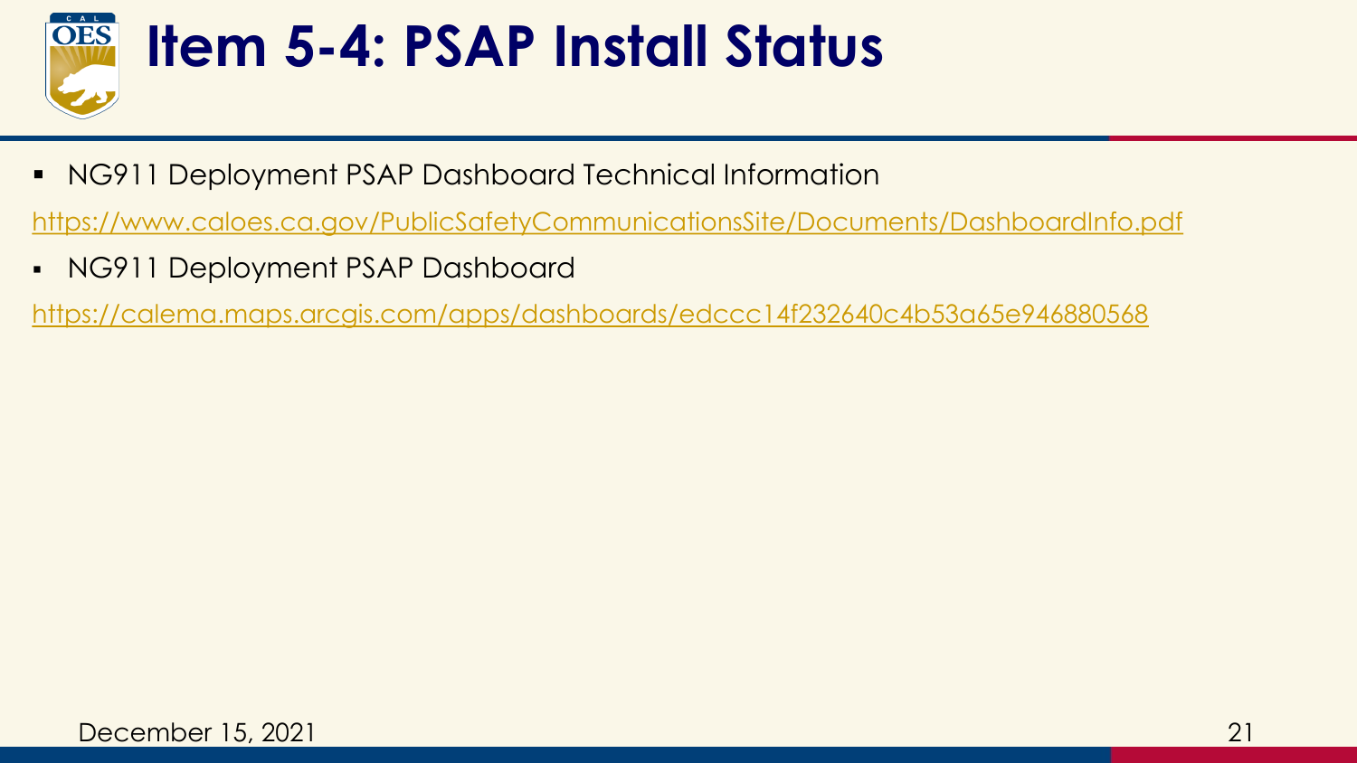# Item 5-4: PSAP Install Status

- NG911 Deployment PSAP Dashboard Technical Information

https://www.caloes.ca.gov/PublicSafetyCommunicationsSite/Documents/DashboardInfo.pdf

- NG911 Deployment PSAP Dashboard

https://calema.maps.arcgis.com/apps/dashboards/edccc14f232640c4b53a65e946880568

December 15, 2021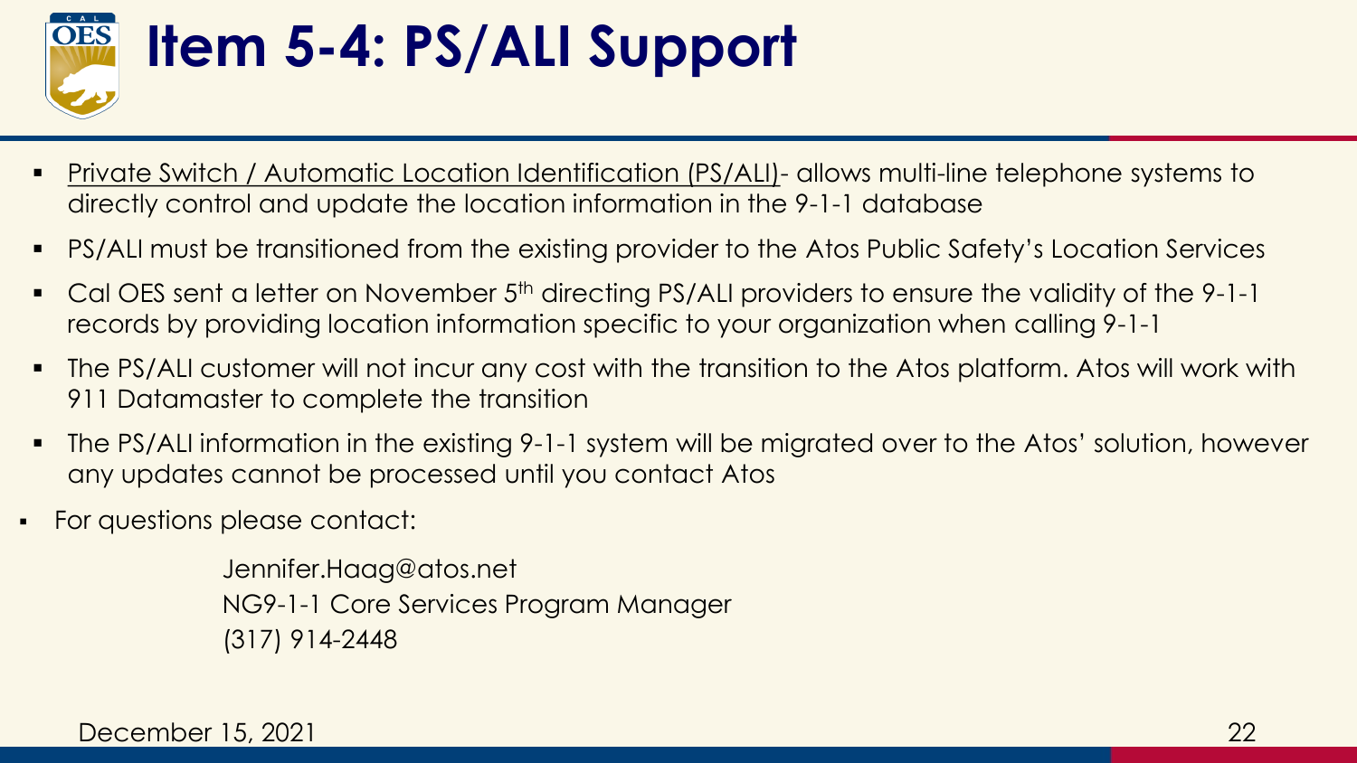# Item 5-4: PS/ALI Support

- Private Switch / Automatic Location Identification (PS/ALI)- allows multi-line telephone systems to directly control and update the location information in the 9-1-1 database
- PS/ALI must be transitioned from the existing provider to the Atos Public Safety's Location Services
- Cal OES sent a letter on November 5th directing PS/ALI providers to ensure the validity of the 9-1-1 records by providing location information specific to your organization when calling 9-1-1
- The PS/ALI customer will not incur any cost with the transition to the Atos platform. Atos will work with 911 Datamaster to complete the transition
- The PS/ALI information in the existing 9-1-1 system will be migrated over to the Atos' solution, however any updates cannot be processed until you contact Atos
- For questions please contact:

  Jennifer.Haag@atos.net
  NG9-1-1 Core Services Program Manager
  (317) 914-2448

December 15, 2021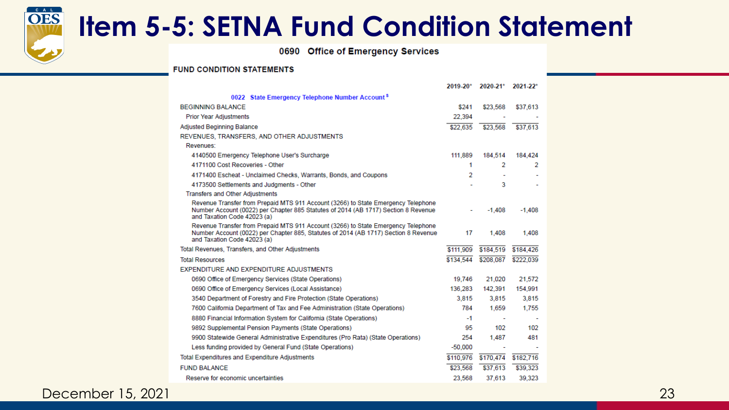# Item 5-5: SETNA Fund Condition Statement

**0690 Office of Emergency Services**

**FUND CONDITION STATEMENTS**

| | 2019-20* | 2020-21* | 2021-22* |
|---|---|---|---|
| **0022 State Emergency Telephone Number Account** [8] | | | |
| BEGINNING BALANCE | $241 | $23,568 | $37,613 |
| Prior Year Adjustments | 22,394 | - | - |
| Adjusted Beginning Balance | $22,635 | $23,568 | $37,613 |
| REVENUES, TRANSFERS, AND OTHER ADJUSTMENTS | | | |
| Revenues: | | | |
| 4140500 Emergency Telephone User's Surcharge | 111,889 | 184,514 | 184,424 |
| 4171100 Cost Recoveries - Other | 1 | 2 | 2 |
| 4171400 Escheat - Unclaimed Checks, Warrants, Bonds, and Coupons | 2 | - | - |
| 4173500 Settlements and Judgments - Other | - | 3 | - |
| Transfers and Other Adjustments | | | |
| Revenue Transfer from Prepaid MTS 911 Account (3266) to State Emergency Telephone Number Account (0022) per Chapter 885 Statutes of 2014 (AB 1717) Section 8 Revenue and Taxation Code 42023 (a) | - | -1,408 | -1,408 |
| Revenue Transfer from Prepaid MTS 911 Account (3266) to State Emergency Telephone Number Account (0022) per Chapter 885, Statutes of 2014 (AB 1717) Section 8 Revenue and Taxation Code 42023 (a) | 17 | 1,408 | 1,408 |
| Total Revenues, Transfers, and Other Adjustments | $111,909 | $184,519 | $184,426 |
| Total Resources | $134,544 | $208,087 | $222,039 |
| EXPENDITURE AND EXPENDITURE ADJUSTMENTS | | | |
| 0690 Office of Emergency Services (State Operations) | 19,746 | 21,020 | 21,572 |
| 0690 Office of Emergency Services (Local Assistance) | 136,283 | 142,391 | 154,991 |
| 3540 Department of Forestry and Fire Protection (State Operations) | 3,815 | 3,815 | 3,815 |
| 7600 California Department of Tax and Fee Administration (State Operations) | 784 | 1,659 | 1,755 |
| 8880 Financial Information System for California (State Operations) | -1 | - | - |
| 9892 Supplemental Pension Payments (State Operations) | 95 | 102 | 102 |
| 9900 Statewide General Administrative Expenditures (Pro Rata) (State Operations) | 254 | 1,487 | 481 |
| Less funding provided by General Fund (State Operations) | -50,000 | - | - |
| Total Expenditures and Expenditure Adjustments | $110,976 | $170,474 | $182,716 |
| FUND BALANCE | $23,568 | $37,613 | $39,323 |
| Reserve for economic uncertainties | 23,568 | 37,613 | 39,323 |

December 15, 2021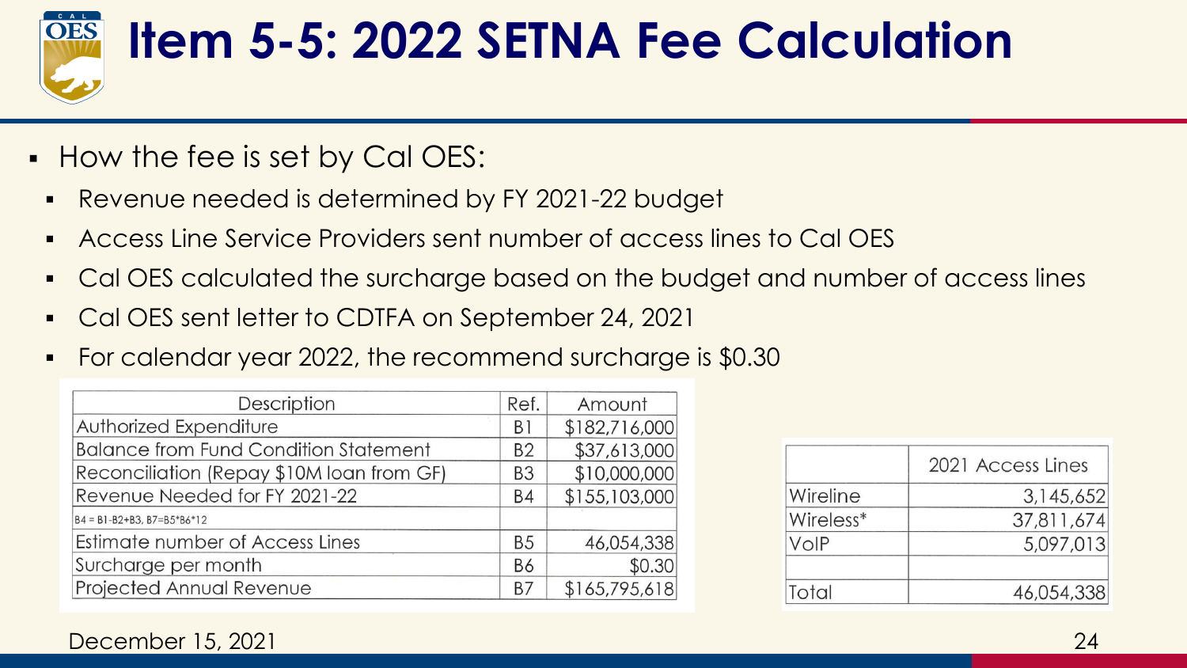# Item 5-5: 2022 SETNA Fee Calculation

- How the fee is set by Cal OES:
  - Revenue needed is determined by FY 2021-22 budget
  - Access Line Service Providers sent number of access lines to Cal OES
  - Cal OES calculated the surcharge based on the budget and number of access lines
  - Cal OES sent letter to CDTFA on September 24, 2021
  - For calendar year 2022, the recommend surcharge is $0.30

| Description | Ref. | Amount |
|---|---|---|
| Authorized Expenditure | B1 | $182,716,000 |
| Balance from Fund Condition Statement | B2 | $37,613,000 |
| Reconciliation (Repay $10M loan from GF) | B3 | $10,000,000 |
| Revenue Needed for FY 2021-22 | B4 | $155,103,000 |
| B4 = B1-B2+B3, B7=B5*B6*12 | | |
| Estimate number of Access Lines | B5 | 46,054,338 |
| Surcharge per month | B6 | $0.30 |
| Projected Annual Revenue | B7 | $165,795,618 |

| | 2021 Access Lines |
|---|---|
| Wireline | 3,145,652 |
| Wireless* | 37,811,674 |
| VoIP | 5,097,013 |
| | |
| Total | 46,054,338 |

December 15, 2021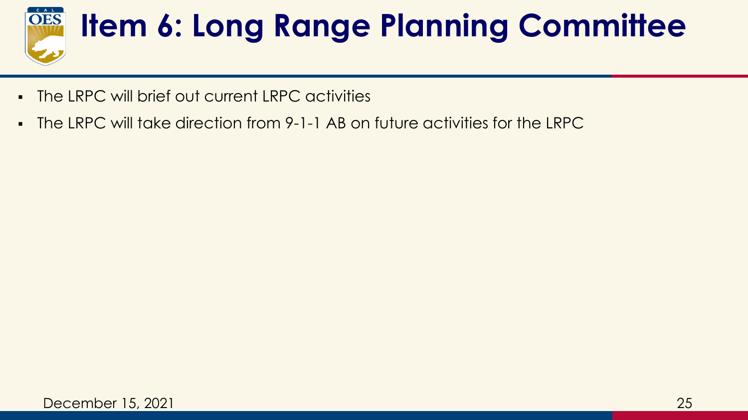# Item 6: Long Range Planning Committee

- The LRPC will brief out current LRPC activities
- The LRPC will take direction from 9-1-1 AB on future activities for the LRPC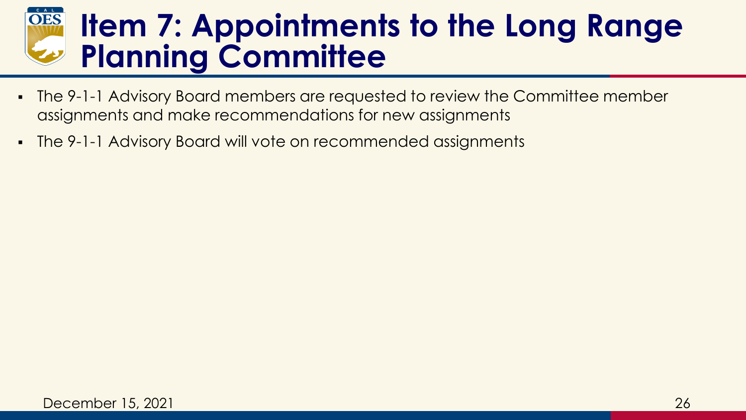# Item 7: Appointments to the Long Range Planning Committee

- The 9-1-1 Advisory Board members are requested to review the Committee member assignments and make recommendations for new assignments
- The 9-1-1 Advisory Board will vote on recommended assignments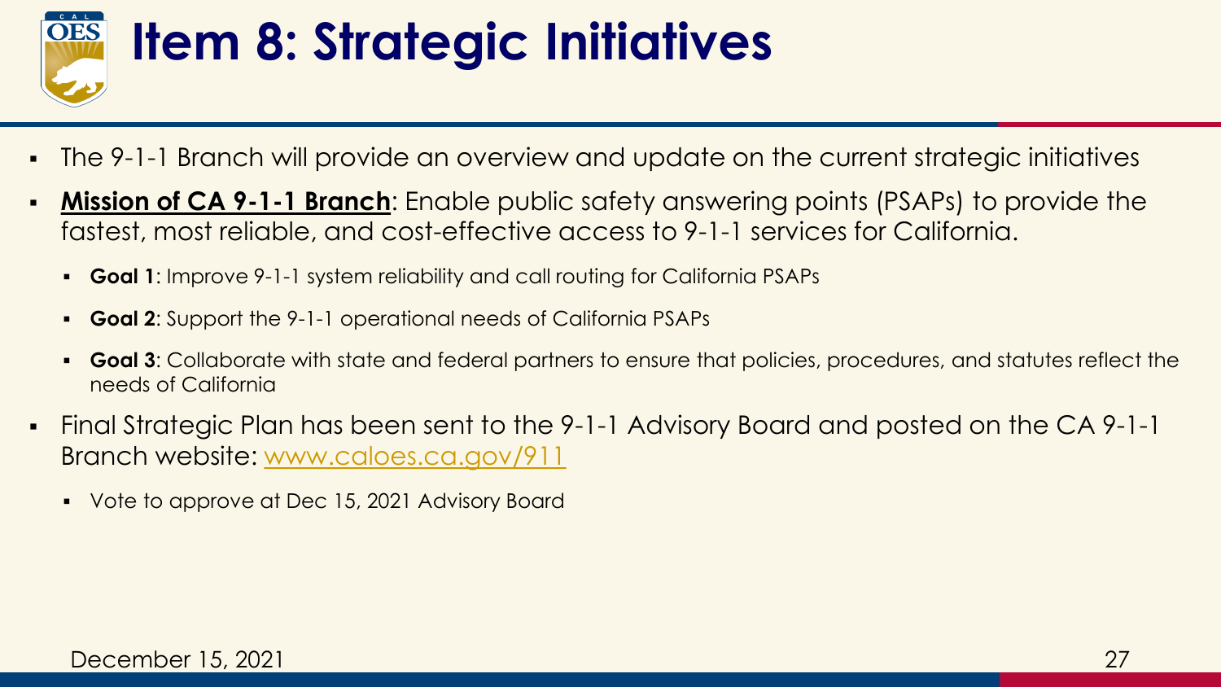# Item 8: Strategic Initiatives

- The 9-1-1 Branch will provide an overview and update on the current strategic initiatives
- **Mission of CA 9-1-1 Branch**: Enable public safety answering points (PSAPs) to provide the fastest, most reliable, and cost-effective access to 9-1-1 services for California.
  - **Goal 1**: Improve 9-1-1 system reliability and call routing for California PSAPs
  - **Goal 2**: Support the 9-1-1 operational needs of California PSAPs
  - **Goal 3**: Collaborate with state and federal partners to ensure that policies, procedures, and statutes reflect the needs of California
- Final Strategic Plan has been sent to the 9-1-1 Advisory Board and posted on the CA 9-1-1 Branch website: www.caloes.ca.gov/911
  - Vote to approve at Dec 15, 2021 Advisory Board

December 15, 2021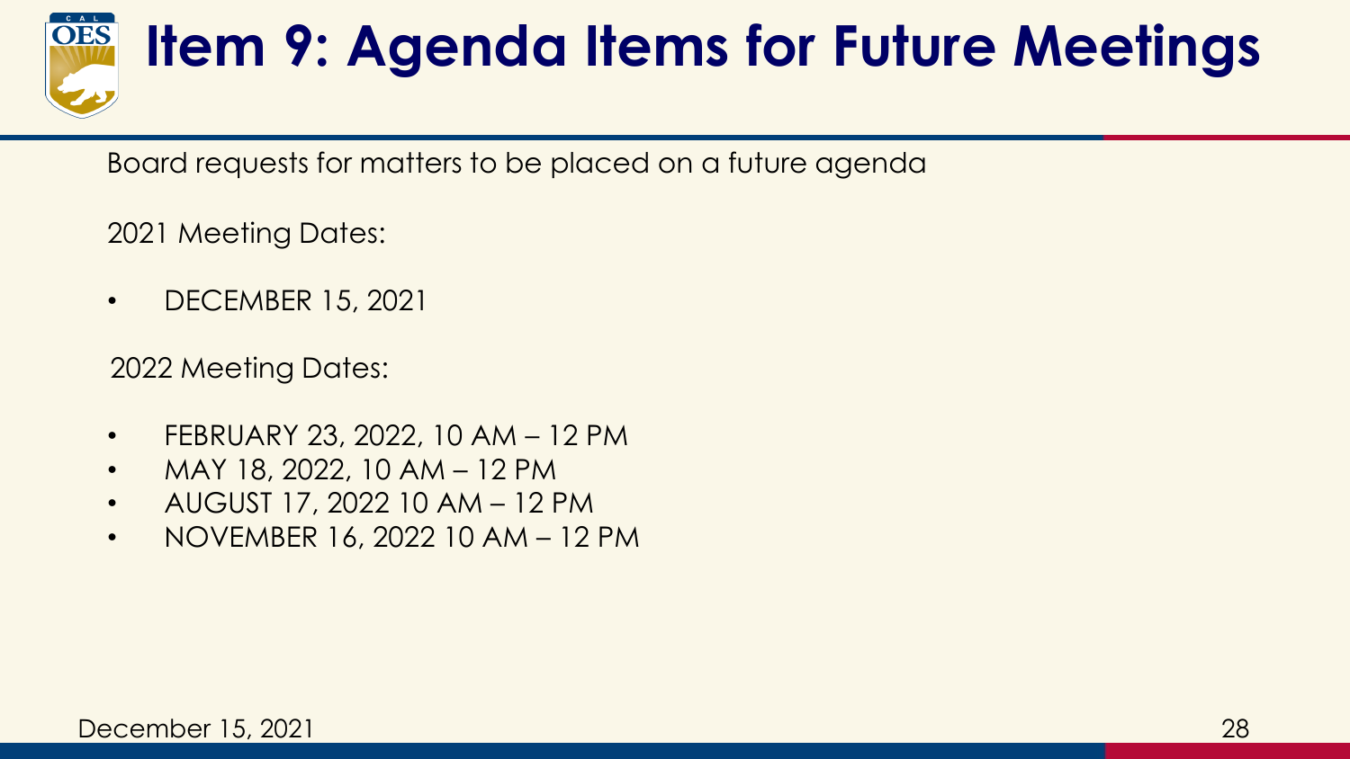# Item 9: Agenda Items for Future Meetings

Board requests for matters to be placed on a future agenda

2021 Meeting Dates:

- DECEMBER 15, 2021

2022 Meeting Dates:

- FEBRUARY 23, 2022, 10 AM – 12 PM
- MAY 18, 2022, 10 AM – 12 PM
- AUGUST 17, 2022 10 AM – 12 PM
- NOVEMBER 16, 2022 10 AM – 12 PM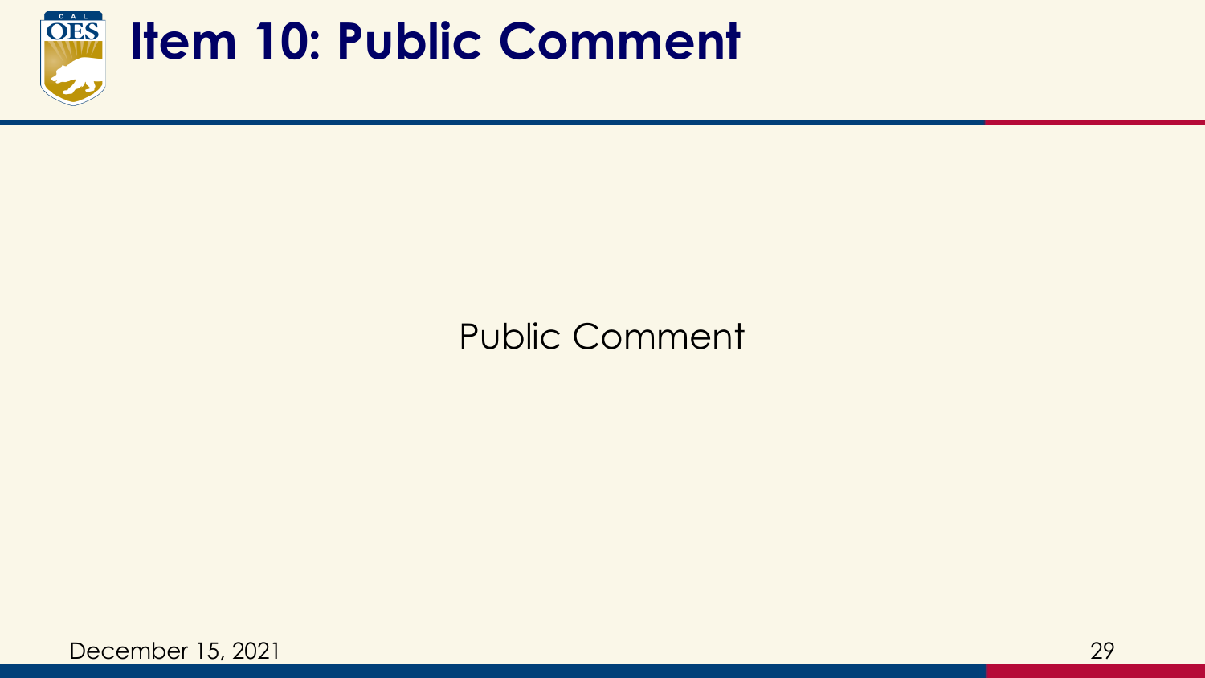# Item 10: Public Comment

Public Comment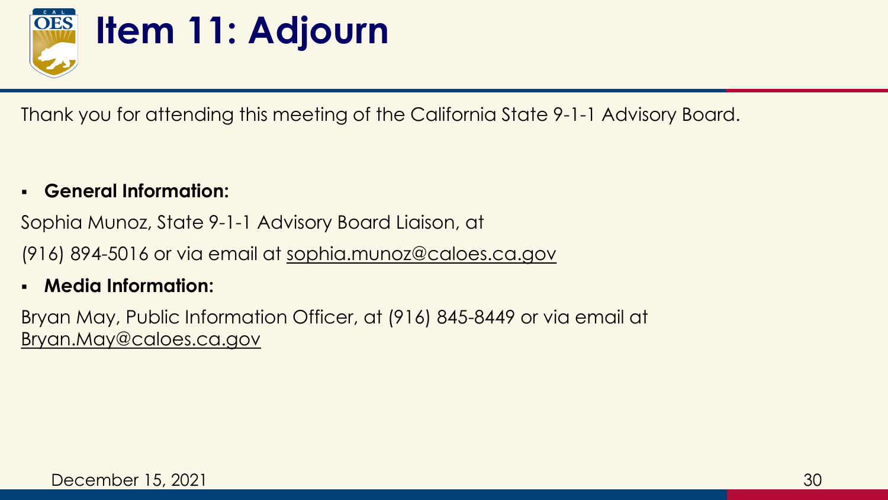# Item 11: Adjourn

Thank you for attending this meeting of the California State 9-1-1 Advisory Board.

- **General Information:**

Sophia Munoz, State 9-1-1 Advisory Board Liaison, at

(916) 894-5016 or via email at sophia.munoz@caloes.ca.gov

- **Media Information:**

Bryan May, Public Information Officer, at (916) 845-8449 or via email at Bryan.May@caloes.ca.gov

December 15, 2021